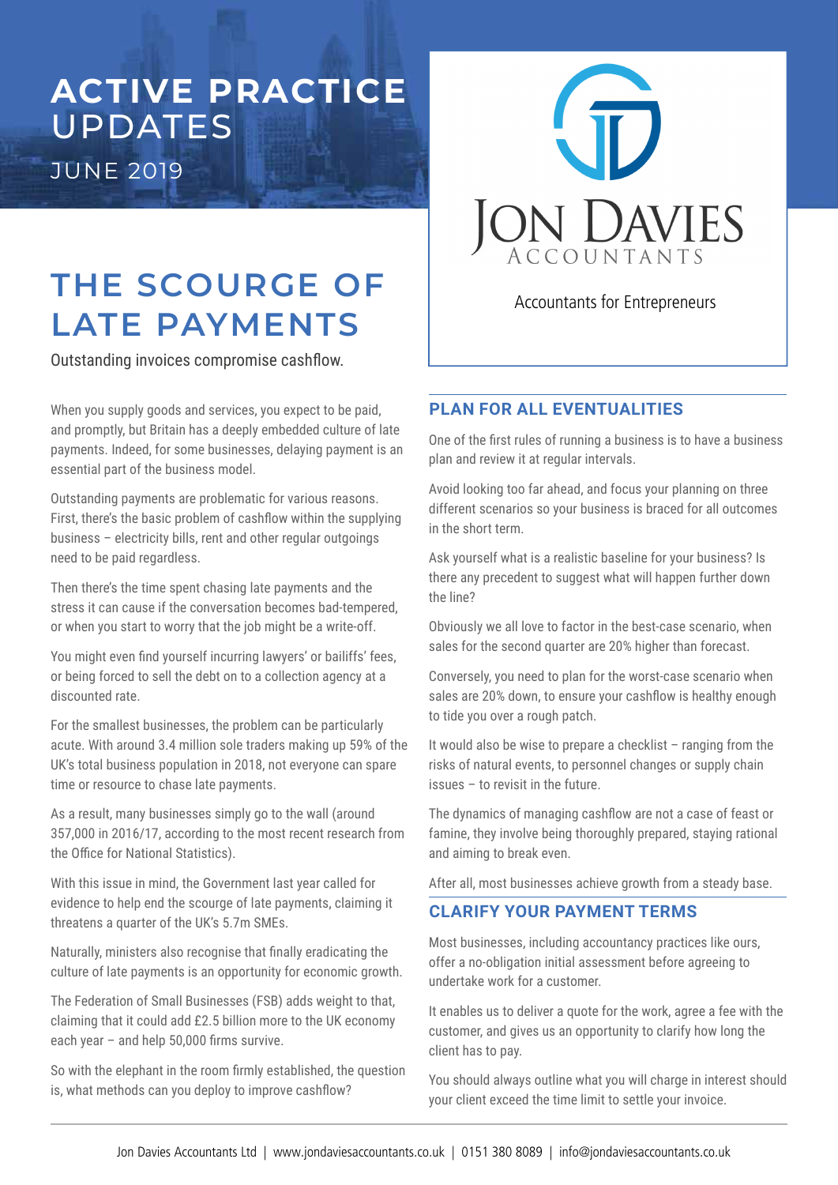# ACTIVE PRACTICE UPDATES

JUNE 2019

Jon Davies Accountants

Accountants for Entrepreneurs

## THE SCOURGE OF LATE PAYMENTS

Outstanding invoices compromise cashflow.

When you supply goods and services, you expect to be paid, and promptly, but Britain has a deeply embedded culture of late payments. Indeed, for some businesses, delaying payment is an essential part of the business model.

Outstanding payments are problematic for various reasons. First, there's the basic problem of cashflow within the supplying business – electricity bills, rent and other regular outgoings need to be paid regardless.

Then there's the time spent chasing late payments and the stress it can cause if the conversation becomes bad-tempered, or when you start to worry that the job might be a write-off.

You might even find yourself incurring lawyers' or bailiffs' fees, or being forced to sell the debt on to a collection agency at a discounted rate.

For the smallest businesses, the problem can be particularly acute. With around 3.4 million sole traders making up 59% of the UK's total business population in 2018, not everyone can spare time or resource to chase late payments.

As a result, many businesses simply go to the wall (around 357,000 in 2016/17, according to the most recent research from the Office for National Statistics).

With this issue in mind, the Government last year called for evidence to help end the scourge of late payments, claiming it threatens a quarter of the UK's 5.7m SMEs.

Naturally, ministers also recognise that finally eradicating the culture of late payments is an opportunity for economic growth.

The Federation of Small Businesses (FSB) adds weight to that, claiming that it could add £2.5 billion more to the UK economy each year – and help 50,000 firms survive.

So with the elephant in the room firmly established, the question is, what methods can you deploy to improve cashflow?

### PLAN FOR ALL EVENTUALITIES

One of the first rules of running a business is to have a business plan and review it at regular intervals.

Avoid looking too far ahead, and focus your planning on three different scenarios so your business is braced for all outcomes in the short term.

Ask yourself what is a realistic baseline for your business? Is there any precedent to suggest what will happen further down the line?

Obviously we all love to factor in the best-case scenario, when sales for the second quarter are 20% higher than forecast.

Conversely, you need to plan for the worst-case scenario when sales are 20% down, to ensure your cashflow is healthy enough to tide you over a rough patch.

It would also be wise to prepare a checklist – ranging from the risks of natural events, to personnel changes or supply chain issues – to revisit in the future.

The dynamics of managing cashflow are not a case of feast or famine, they involve being thoroughly prepared, staying rational and aiming to break even.

After all, most businesses achieve growth from a steady base.

### CLARIFY YOUR PAYMENT TERMS

Most businesses, including accountancy practices like ours, offer a no-obligation initial assessment before agreeing to undertake work for a customer.

It enables us to deliver a quote for the work, agree a fee with the customer, and gives us an opportunity to clarify how long the client has to pay.

You should always outline what you will charge in interest should your client exceed the time limit to settle your invoice.

Jon Davies Accountants Ltd | www.jondaviesaccountants.co.uk | 0151 380 8089 | info@jondaviesaccountants.co.uk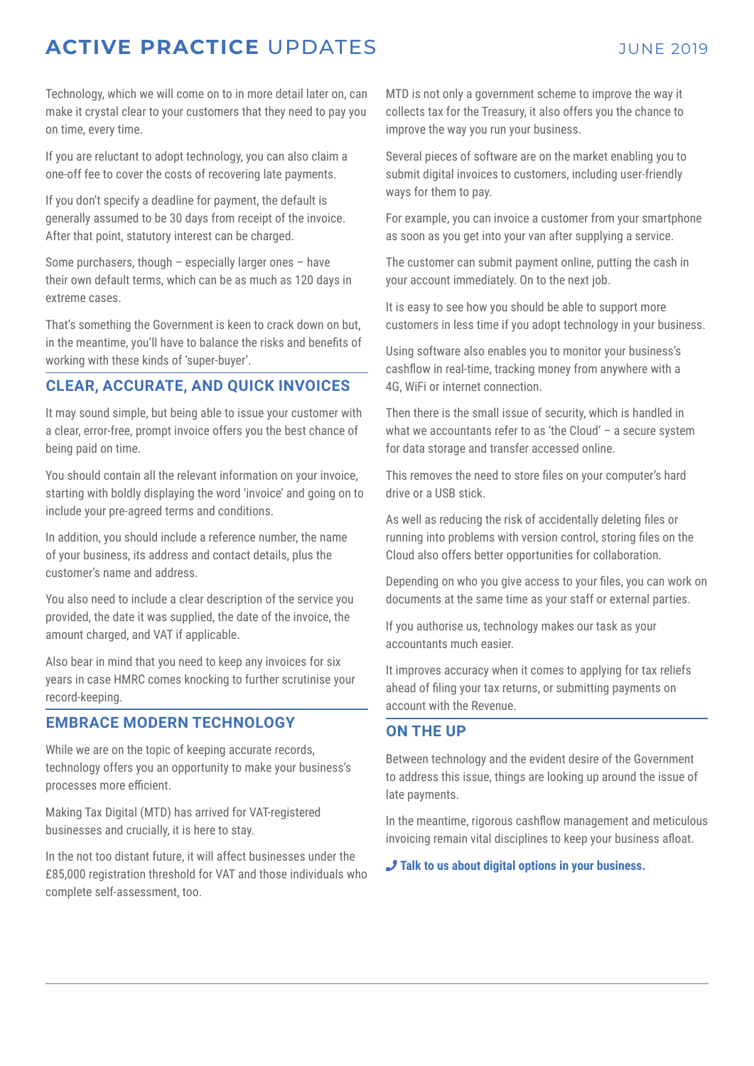Technology, which we will come on to in more detail later on, can make it crystal clear to your customers that they need to pay you on time, every time.

If you are reluctant to adopt technology, you can also claim a one-off fee to cover the costs of recovering late payments.

If you don't specify a deadline for payment, the default is generally assumed to be 30 days from receipt of the invoice. After that point, statutory interest can be charged.

Some purchasers, though – especially larger ones – have their own default terms, which can be as much as 120 days in extreme cases.

That's something the Government is keen to crack down on but, in the meantime, you'll have to balance the risks and benefits of working with these kinds of 'super-buyer'.

## CLEAR, ACCURATE, AND QUICK INVOICES

It may sound simple, but being able to issue your customer with a clear, error-free, prompt invoice offers you the best chance of being paid on time.

You should contain all the relevant information on your invoice, starting with boldly displaying the word 'invoice' and going on to include your pre-agreed terms and conditions.

In addition, you should include a reference number, the name of your business, its address and contact details, plus the customer's name and address.

You also need to include a clear description of the service you provided, the date it was supplied, the date of the invoice, the amount charged, and VAT if applicable.

Also bear in mind that you need to keep any invoices for six years in case HMRC comes knocking to further scrutinise your record-keeping.

## EMBRACE MODERN TECHNOLOGY

While we are on the topic of keeping accurate records, technology offers you an opportunity to make your business's processes more efficient.

Making Tax Digital (MTD) has arrived for VAT-registered businesses and crucially, it is here to stay.

In the not too distant future, it will affect businesses under the £85,000 registration threshold for VAT and those individuals who complete self-assessment, too.

MTD is not only a government scheme to improve the way it collects tax for the Treasury, it also offers you the chance to improve the way you run your business.

Several pieces of software are on the market enabling you to submit digital invoices to customers, including user-friendly ways for them to pay.

For example, you can invoice a customer from your smartphone as soon as you get into your van after supplying a service.

The customer can submit payment online, putting the cash in your account immediately. On to the next job.

It is easy to see how you should be able to support more customers in less time if you adopt technology in your business.

Using software also enables you to monitor your business's cashflow in real-time, tracking money from anywhere with a 4G, WiFi or internet connection.

Then there is the small issue of security, which is handled in what we accountants refer to as 'the Cloud' – a secure system for data storage and transfer accessed online.

This removes the need to store files on your computer's hard drive or a USB stick.

As well as reducing the risk of accidentally deleting files or running into problems with version control, storing files on the Cloud also offers better opportunities for collaboration.

Depending on who you give access to your files, you can work on documents at the same time as your staff or external parties.

If you authorise us, technology makes our task as your accountants much easier.

It improves accuracy when it comes to applying for tax reliefs ahead of filing your tax returns, or submitting payments on account with the Revenue.

## ON THE UP

Between technology and the evident desire of the Government to address this issue, things are looking up around the issue of late payments.

In the meantime, rigorous cashflow management and meticulous invoicing remain vital disciplines to keep your business afloat.

**Talk to us about digital options in your business.**